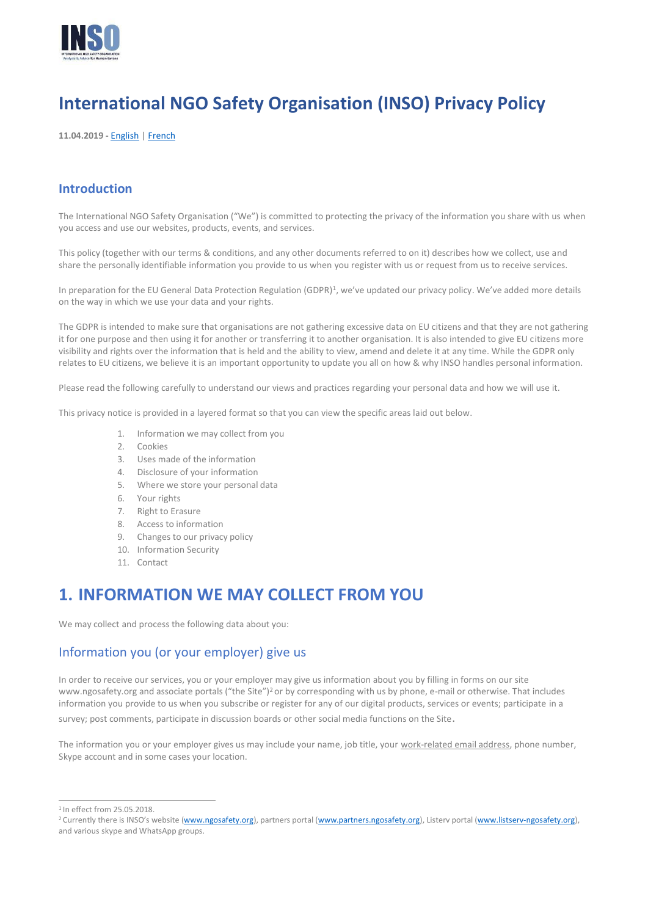# International NGO Safety Organisation (INSO) Privacy Policy

**11.04.2019 -** English | French

## Introduction

The International NGO Safety Organisation ("We") is committed to protecting the privacy of the information you share with us when you access and use our websites, products, events, and services.

This policy (together with our terms & conditions, and any other documents referred to on it) describes how we collect, use and share the personally identifiable information you provide to us when you register with us or request from us to receive services.

In preparation for the EU General Data Protection Regulation (GDPR)[1], we've updated our privacy policy. We've added more details on the way in which we use your data and your rights.

The GDPR is intended to make sure that organisations are not gathering excessive data on EU citizens and that they are not gathering it for one purpose and then using it for another or transferring it to another organisation. It is also intended to give EU citizens more visibility and rights over the information that is held and the ability to view, amend and delete it at any time. While the GDPR only relates to EU citizens, we believe it is an important opportunity to update you all on how & why INSO handles personal information.

Please read the following carefully to understand our views and practices regarding your personal data and how we will use it.

This privacy notice is provided in a layered format so that you can view the specific areas laid out below.

1. Information we may collect from you
2. Cookies
3. Uses made of the information
4. Disclosure of your information
5. Where we store your personal data
6. Your rights
7. Right to Erasure
8. Access to information
9. Changes to our privacy policy
10. Information Security
11. Contact

# 1. INFORMATION WE MAY COLLECT FROM YOU

We may collect and process the following data about you:

## Information you (or your employer) give us

In order to receive our services, you or your employer may give us information about you by filling in forms on our site www.ngosafety.org and associate portals ("the Site")[2] or by corresponding with us by phone, e-mail or otherwise. That includes information you provide to us when you subscribe or register for any of our digital products, services or events; participate in a survey; post comments, participate in discussion boards or other social media functions on the Site.

The information you or your employer gives us may include your name, job title, your work-related email address, phone number, Skype account and in some cases your location.

---

[1] In effect from 25.05.2018.

[2] Currently there is INSO's website (www.ngosafety.org), partners portal (www.partners.ngosafety.org), Listerv portal (www.listserv-ngosafety.org), and various skype and WhatsApp groups.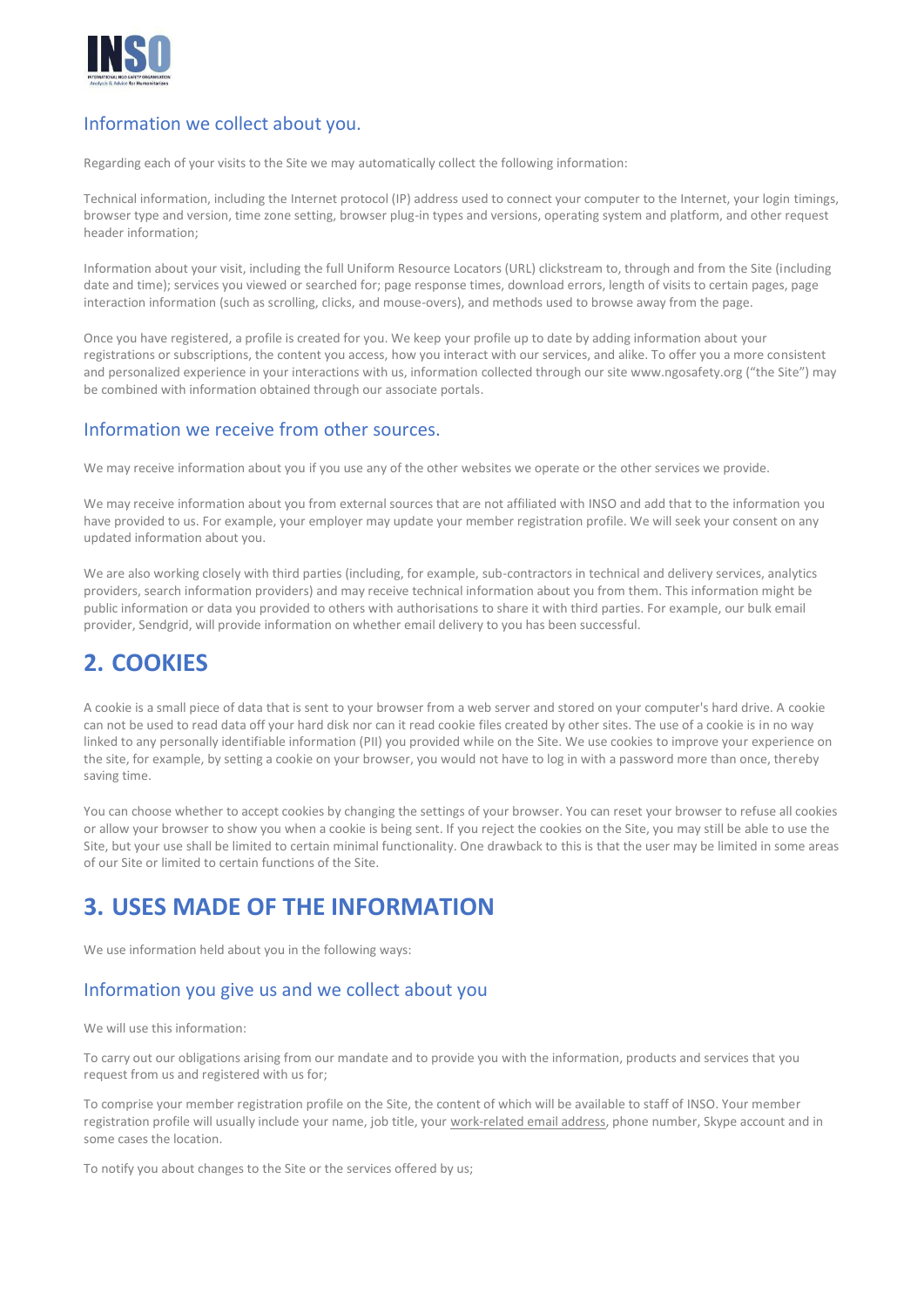### Information we collect about you.

Regarding each of your visits to the Site we may automatically collect the following information:

Technical information, including the Internet protocol (IP) address used to connect your computer to the Internet, your login timings, browser type and version, time zone setting, browser plug-in types and versions, operating system and platform, and other request header information;

Information about your visit, including the full Uniform Resource Locators (URL) clickstream to, through and from the Site (including date and time); services you viewed or searched for; page response times, download errors, length of visits to certain pages, page interaction information (such as scrolling, clicks, and mouse-overs), and methods used to browse away from the page.

Once you have registered, a profile is created for you. We keep your profile up to date by adding information about your registrations or subscriptions, the content you access, how you interact with our services, and alike. To offer you a more consistent and personalized experience in your interactions with us, information collected through our site www.ngosafety.org ("the Site") may be combined with information obtained through our associate portals.

### Information we receive from other sources.

We may receive information about you if you use any of the other websites we operate or the other services we provide.

We may receive information about you from external sources that are not affiliated with INSO and add that to the information you have provided to us. For example, your employer may update your member registration profile. We will seek your consent on any updated information about you.

We are also working closely with third parties (including, for example, sub-contractors in technical and delivery services, analytics providers, search information providers) and may receive technical information about you from them. This information might be public information or data you provided to others with authorisations to share it with third parties. For example, our bulk email provider, Sendgrid, will provide information on whether email delivery to you has been successful.

## 2. COOKIES

A cookie is a small piece of data that is sent to your browser from a web server and stored on your computer's hard drive. A cookie can not be used to read data off your hard disk nor can it read cookie files created by other sites. The use of a cookie is in no way linked to any personally identifiable information (PII) you provided while on the Site. We use cookies to improve your experience on the site, for example, by setting a cookie on your browser, you would not have to log in with a password more than once, thereby saving time.

You can choose whether to accept cookies by changing the settings of your browser. You can reset your browser to refuse all cookies or allow your browser to show you when a cookie is being sent. If you reject the cookies on the Site, you may still be able to use the Site, but your use shall be limited to certain minimal functionality. One drawback to this is that the user may be limited in some areas of our Site or limited to certain functions of the Site.

## 3. USES MADE OF THE INFORMATION

We use information held about you in the following ways:

### Information you give us and we collect about you

We will use this information:

To carry out our obligations arising from our mandate and to provide you with the information, products and services that you request from us and registered with us for;

To comprise your member registration profile on the Site, the content of which will be available to staff of INSO. Your member registration profile will usually include your name, job title, your work-related email address, phone number, Skype account and in some cases the location.

To notify you about changes to the Site or the services offered by us;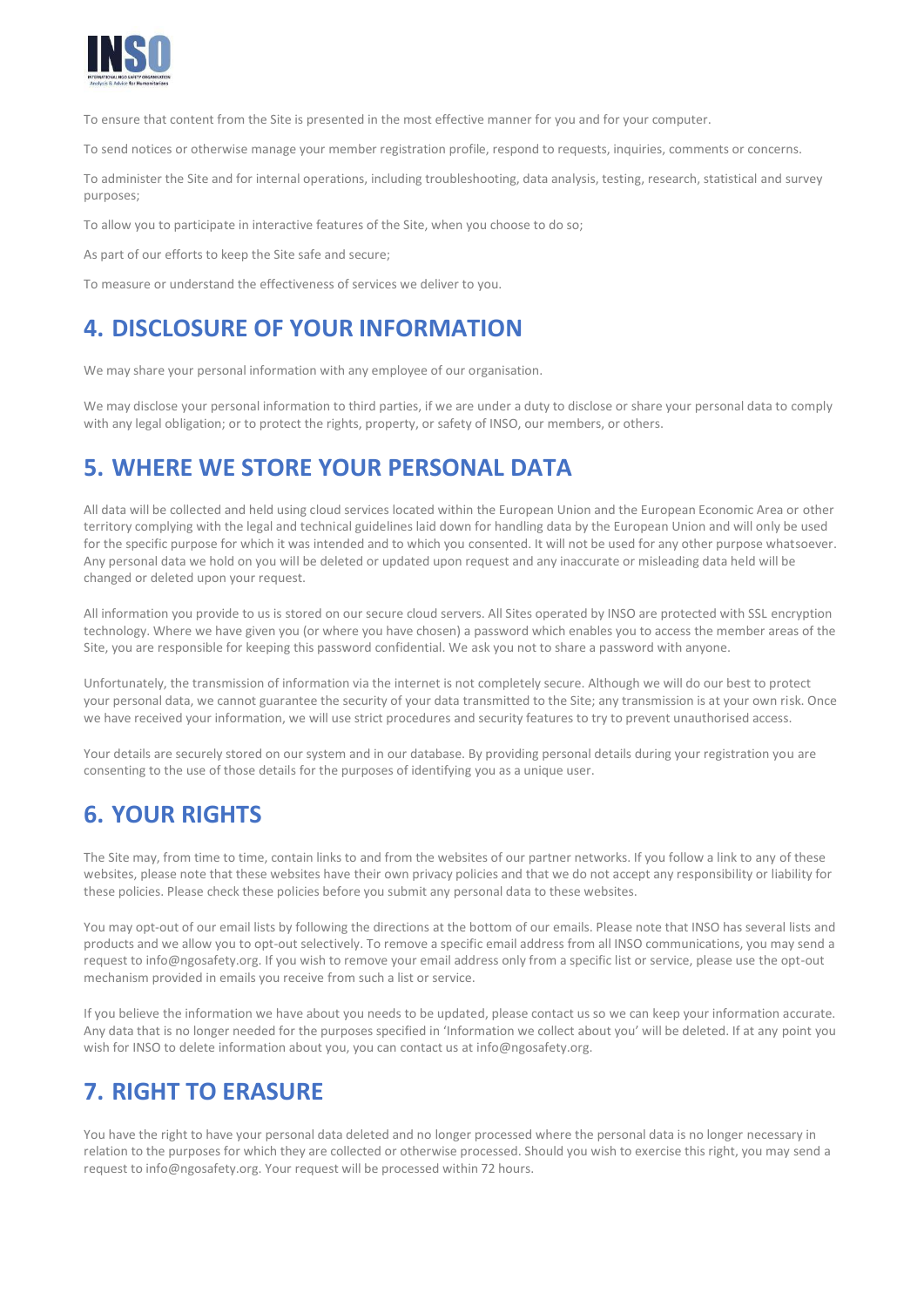To ensure that content from the Site is presented in the most effective manner for you and for your computer.

To send notices or otherwise manage your member registration profile, respond to requests, inquiries, comments or concerns.

To administer the Site and for internal operations, including troubleshooting, data analysis, testing, research, statistical and survey purposes;

To allow you to participate in interactive features of the Site, when you choose to do so;

As part of our efforts to keep the Site safe and secure;

To measure or understand the effectiveness of services we deliver to you.

## 4. DISCLOSURE OF YOUR INFORMATION

We may share your personal information with any employee of our organisation.

We may disclose your personal information to third parties, if we are under a duty to disclose or share your personal data to comply with any legal obligation; or to protect the rights, property, or safety of INSO, our members, or others.

## 5. WHERE WE STORE YOUR PERSONAL DATA

All data will be collected and held using cloud services located within the European Union and the European Economic Area or other territory complying with the legal and technical guidelines laid down for handling data by the European Union and will only be used for the specific purpose for which it was intended and to which you consented. It will not be used for any other purpose whatsoever. Any personal data we hold on you will be deleted or updated upon request and any inaccurate or misleading data held will be changed or deleted upon your request.

All information you provide to us is stored on our secure cloud servers. All Sites operated by INSO are protected with SSL encryption technology. Where we have given you (or where you have chosen) a password which enables you to access the member areas of the Site, you are responsible for keeping this password confidential. We ask you not to share a password with anyone.

Unfortunately, the transmission of information via the internet is not completely secure. Although we will do our best to protect your personal data, we cannot guarantee the security of your data transmitted to the Site; any transmission is at your own risk. Once we have received your information, we will use strict procedures and security features to try to prevent unauthorised access.

Your details are securely stored on our system and in our database. By providing personal details during your registration you are consenting to the use of those details for the purposes of identifying you as a unique user.

## 6. YOUR RIGHTS

The Site may, from time to time, contain links to and from the websites of our partner networks. If you follow a link to any of these websites, please note that these websites have their own privacy policies and that we do not accept any responsibility or liability for these policies. Please check these policies before you submit any personal data to these websites.

You may opt-out of our email lists by following the directions at the bottom of our emails. Please note that INSO has several lists and products and we allow you to opt-out selectively. To remove a specific email address from all INSO communications, you may send a request to info@ngosafety.org. If you wish to remove your email address only from a specific list or service, please use the opt-out mechanism provided in emails you receive from such a list or service.

If you believe the information we have about you needs to be updated, please contact us so we can keep your information accurate. Any data that is no longer needed for the purposes specified in 'Information we collect about you' will be deleted. If at any point you wish for INSO to delete information about you, you can contact us at info@ngosafety.org.

## 7. RIGHT TO ERASURE

You have the right to have your personal data deleted and no longer processed where the personal data is no longer necessary in relation to the purposes for which they are collected or otherwise processed. Should you wish to exercise this right, you may send a request to info@ngosafety.org. Your request will be processed within 72 hours.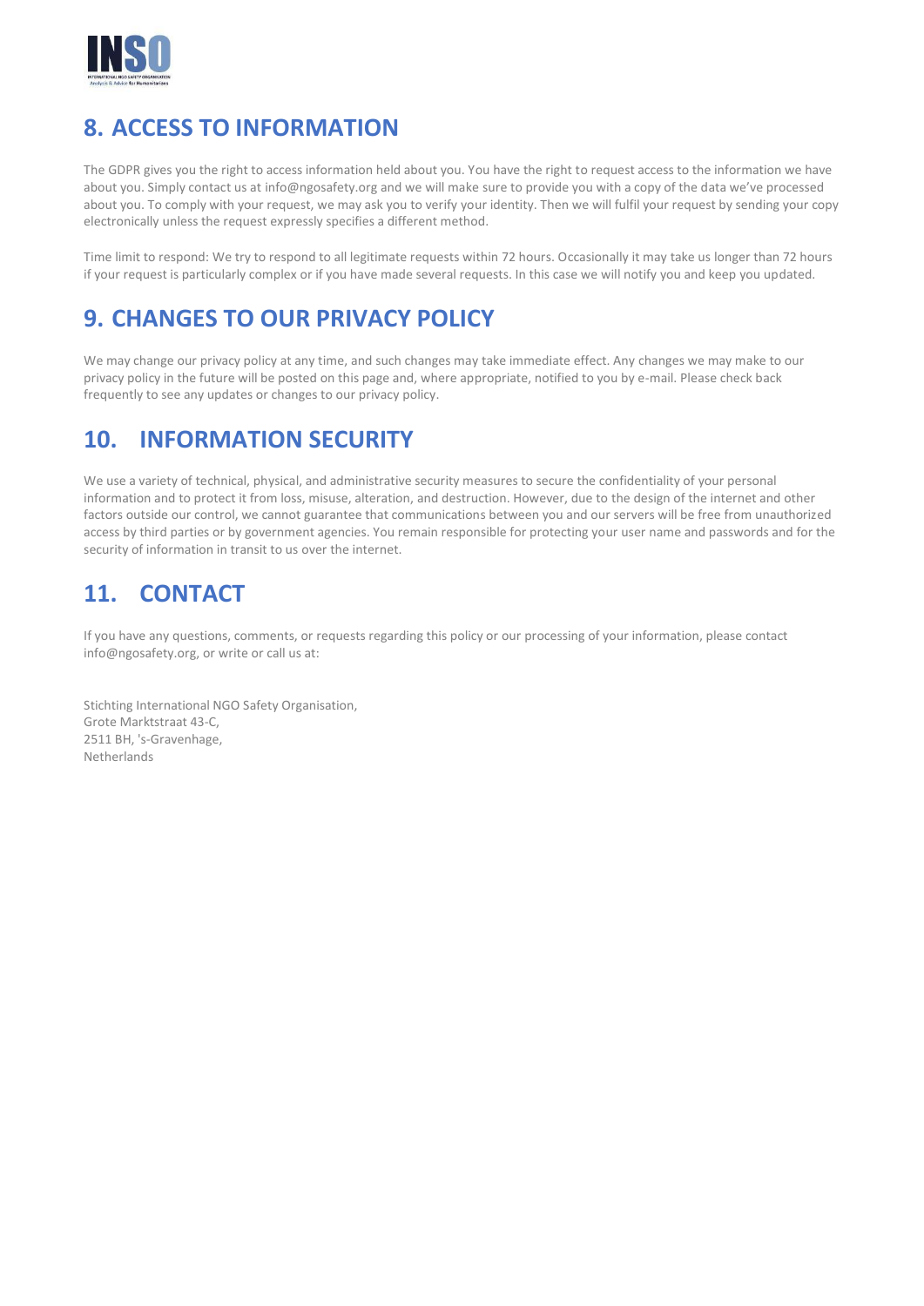## 8. ACCESS TO INFORMATION

The GDPR gives you the right to access information held about you. You have the right to request access to the information we have about you. Simply contact us at info@ngosafety.org and we will make sure to provide you with a copy of the data we've processed about you. To comply with your request, we may ask you to verify your identity. Then we will fulfil your request by sending your copy electronically unless the request expressly specifies a different method.

Time limit to respond: We try to respond to all legitimate requests within 72 hours. Occasionally it may take us longer than 72 hours if your request is particularly complex or if you have made several requests. In this case we will notify you and keep you updated.

## 9. CHANGES TO OUR PRIVACY POLICY

We may change our privacy policy at any time, and such changes may take immediate effect. Any changes we may make to our privacy policy in the future will be posted on this page and, where appropriate, notified to you by e-mail. Please check back frequently to see any updates or changes to our privacy policy.

## 10. INFORMATION SECURITY

We use a variety of technical, physical, and administrative security measures to secure the confidentiality of your personal information and to protect it from loss, misuse, alteration, and destruction. However, due to the design of the internet and other factors outside our control, we cannot guarantee that communications between you and our servers will be free from unauthorized access by third parties or by government agencies. You remain responsible for protecting your user name and passwords and for the security of information in transit to us over the internet.

## 11. CONTACT

If you have any questions, comments, or requests regarding this policy or our processing of your information, please contact info@ngosafety.org, or write or call us at:

Stichting International NGO Safety Organisation,
Grote Marktstraat 43-C,
2511 BH, 's-Gravenhage,
Netherlands